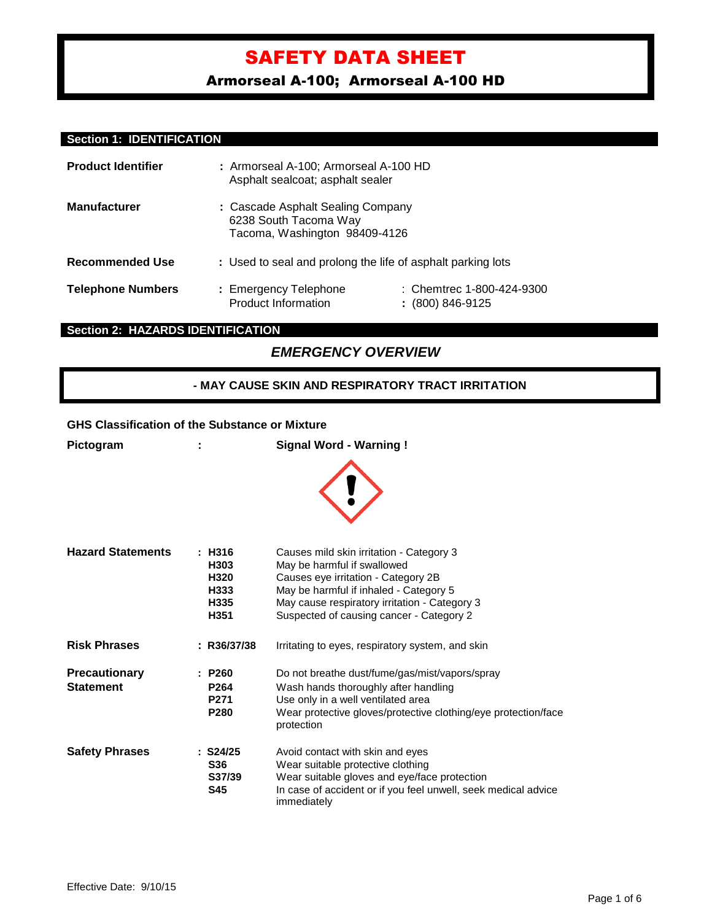# SAFETY DATA SHEET

## Armorseal A-100; Armorseal A-100 HD

## Section 1: IDENTIFICATION

| | |
|---|---|
| **Product Identifier** | : Armorseal A-100; Armorseal A-100 HD<br>Asphalt sealcoat; asphalt sealer |
| **Manufacturer** | : Cascade Asphalt Sealing Company<br>6238 South Tacoma Way<br>Tacoma, Washington 98409-4126 |
| **Recommended Use** | : Used to seal and prolong the life of asphalt parking lots |
| **Telephone Numbers** | : Emergency Telephone : Chemtrec 1-800-424-9300<br>Product Information : (800) 846-9125 |

## Section 2: HAZARDS IDENTIFICATION

### *EMERGENCY OVERVIEW*

**- MAY CAUSE SKIN AND RESPIRATORY TRACT IRRITATION**

**GHS Classification of the Substance or Mixture**

**Pictogram** : **Signal Word - Warning !**

**Hazard Statements**

| | |
|---|---|
| **H316** | Causes mild skin irritation - Category 3 |
| **H303** | May be harmful if swallowed |
| **H320** | Causes eye irritation - Category 2B |
| **H333** | May be harmful if inhaled - Category 5 |
| **H335** | May cause respiratory irritation - Category 3 |
| **H351** | Suspected of causing cancer - Category 2 |

**Risk Phrases**

| | |
|---|---|
| **R36/37/38** | Irritating to eyes, respiratory system, and skin |

**Precautionary Statement**

| | |
|---|---|
| **P260** | Do not breathe dust/fume/gas/mist/vapors/spray |
| **P264** | Wash hands thoroughly after handling |
| **P271** | Use only in a well ventilated area |
| **P280** | Wear protective gloves/protective clothing/eye protection/face protection |

**Safety Phrases**

| | |
|---|---|
| **S24/25** | Avoid contact with skin and eyes |
| **S36** | Wear suitable protective clothing |
| **S37/39** | Wear suitable gloves and eye/face protection |
| **S45** | In case of accident or if you feel unwell, seek medical advice immediately |

Effective Date: 9/10/15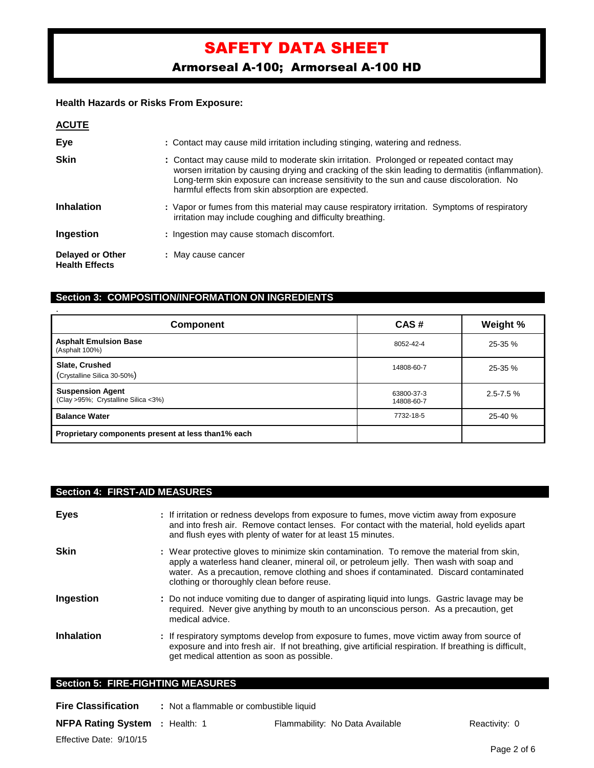# SAFETY DATA SHEET

## Armorseal A-100; Armorseal A-100 HD

**Health Hazards or Risks From Exposure:**

**ACUTE**

**Eye** : Contact may cause mild irritation including stinging, watering and redness.

**Skin** : Contact may cause mild to moderate skin irritation. Prolonged or repeated contact may worsen irritation by causing drying and cracking of the skin leading to dermatitis (inflammation). Long-term skin exposure can increase sensitivity to the sun and cause discoloration. No harmful effects from skin absorption are expected.

**Inhalation** : Vapor or fumes from this material may cause respiratory irritation. Symptoms of respiratory irritation may include coughing and difficulty breathing.

**Ingestion** : Ingestion may cause stomach discomfort.

**Delayed or Other Health Effects** : May cause cancer

## Section 3: COMPOSITION/INFORMATION ON INGREDIENTS

| Component | CAS # | Weight % |
|---|---|---|
| **Asphalt Emulsion Base** (Asphalt 100%) | 8052-42-4 | 25-35 % |
| **Slate, Crushed** (Crystalline Silica 30-50%) | 14808-60-7 | 25-35 % |
| **Suspension Agent** (Clay >95%; Crystalline Silica <3%) | 63800-37-3 14808-60-7 | 2.5-7.5 % |
| **Balance Water** | 7732-18-5 | 25-40 % |
| **Proprietary components present at less than1% each** | | |

## Section 4: FIRST-AID MEASURES

**Eyes** : If irritation or redness develops from exposure to fumes, move victim away from exposure and into fresh air. Remove contact lenses. For contact with the material, hold eyelids apart and flush eyes with plenty of water for at least 15 minutes.

**Skin** : Wear protective gloves to minimize skin contamination. To remove the material from skin, apply a waterless hand cleaner, mineral oil, or petroleum jelly. Then wash with soap and water. As a precaution, remove clothing and shoes if contaminated. Discard contaminated clothing or thoroughly clean before reuse.

**Ingestion** : Do not induce vomiting due to danger of aspirating liquid into lungs. Gastric lavage may be required. Never give anything by mouth to an unconscious person. As a precaution, get medical advice.

**Inhalation** : If respiratory symptoms develop from exposure to fumes, move victim away from source of exposure and into fresh air. If not breathing, give artificial respiration. If breathing is difficult, get medical attention as soon as possible.

## Section 5: FIRE-FIGHTING MEASURES

**Fire Classification** : Not a flammable or combustible liquid

**NFPA Rating System** : Health: 1 Flammability: No Data Available Reactivity: 0

Effective Date: 9/10/15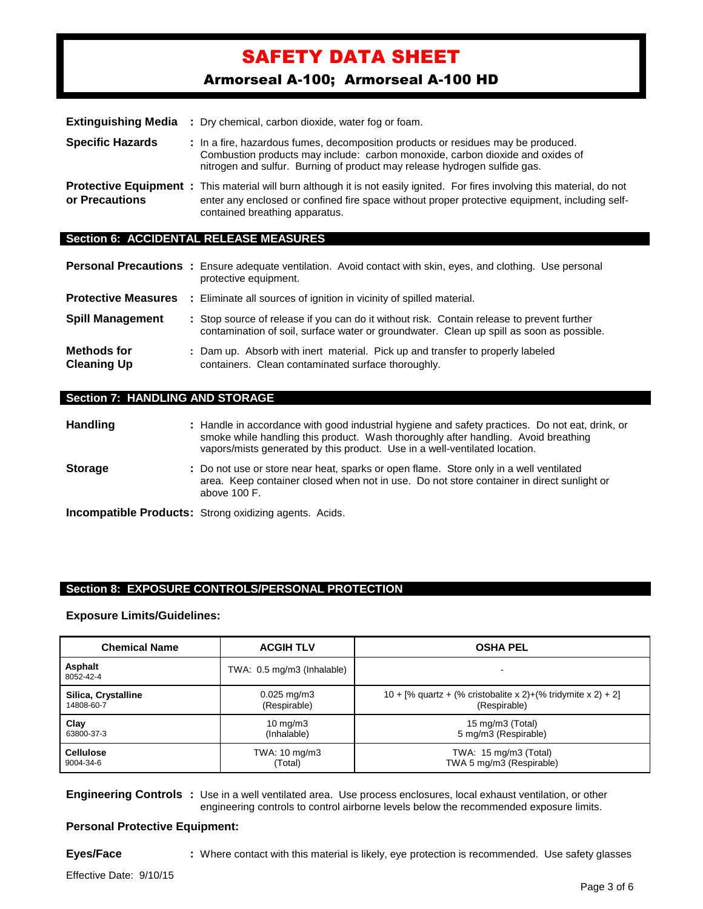**Extinguishing Media** : Dry chemical, carbon dioxide, water fog or foam.

**Specific Hazards** : In a fire, hazardous fumes, decomposition products or residues may be produced. Combustion products may include: carbon monoxide, carbon dioxide and oxides of nitrogen and sulfur. Burning of product may release hydrogen sulfide gas.

**Protective Equipment or Precautions** : This material will burn although it is not easily ignited. For fires involving this material, do not enter any enclosed or confined fire space without proper protective equipment, including self-contained breathing apparatus.

## Section 6: ACCIDENTAL RELEASE MEASURES

**Personal Precautions** : Ensure adequate ventilation. Avoid contact with skin, eyes, and clothing. Use personal protective equipment.

**Protective Measures** : Eliminate all sources of ignition in vicinity of spilled material.

**Spill Management** : Stop source of release if you can do it without risk. Contain release to prevent further contamination of soil, surface water or groundwater. Clean up spill as soon as possible.

**Methods for Cleaning Up** : Dam up. Absorb with inert material. Pick up and transfer to properly labeled containers. Clean contaminated surface thoroughly.

## Section 7: HANDLING AND STORAGE

**Handling** : Handle in accordance with good industrial hygiene and safety practices. Do not eat, drink, or smoke while handling this product. Wash thoroughly after handling. Avoid breathing vapors/mists generated by this product. Use in a well-ventilated location.

**Storage** : Do not use or store near heat, sparks or open flame. Store only in a well ventilated area. Keep container closed when not in use. Do not store container in direct sunlight or above 100 F.

**Incompatible Products:** Strong oxidizing agents. Acids.

## Section 8: EXPOSURE CONTROLS/PERSONAL PROTECTION

**Exposure Limits/Guidelines:**

| Chemical Name | ACGIH TLV | OSHA PEL |
|---|---|---|
| **Asphalt** 8052-42-4 | TWA: 0.5 mg/m3 (Inhalable) | - |
| **Silica, Crystalline** 14808-60-7 | 0.025 mg/m3 (Respirable) | 10 + [% quartz + (% cristobalite x 2)+(% tridymite x 2) + 2] (Respirable) |
| **Clay** 63800-37-3 | 10 mg/m3 (Inhalable) | 15 mg/m3 (Total) 5 mg/m3 (Respirable) |
| **Cellulose** 9004-34-6 | TWA: 10 mg/m3 (Total) | TWA: 15 mg/m3 (Total) TWA 5 mg/m3 (Respirable) |

**Engineering Controls** : Use in a well ventilated area. Use process enclosures, local exhaust ventilation, or other engineering controls to control airborne levels below the recommended exposure limits.

**Personal Protective Equipment:**

**Eyes/Face** : Where contact with this material is likely, eye protection is recommended. Use safety glasses

Effective Date: 9/10/15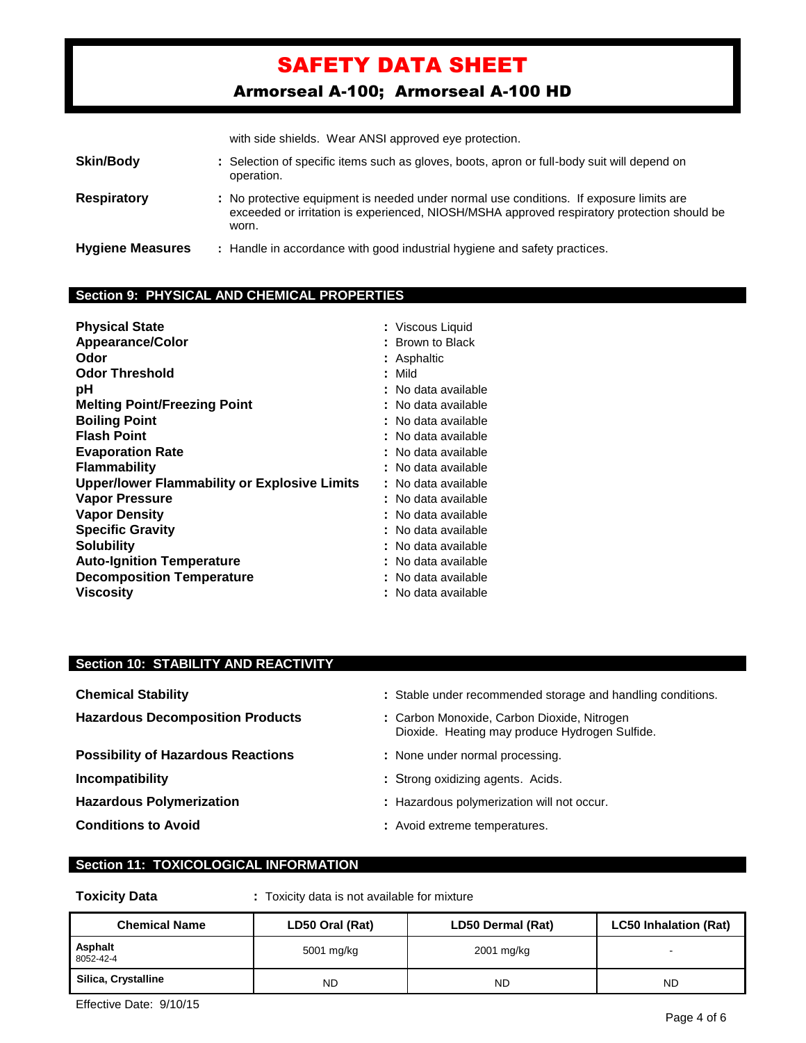with side shields. Wear ANSI approved eye protection.

**Skin/Body** : Selection of specific items such as gloves, boots, apron or full-body suit will depend on operation.

**Respiratory** : No protective equipment is needed under normal use conditions. If exposure limits are exceeded or irritation is experienced, NIOSH/MSHA approved respiratory protection should be worn.

**Hygiene Measures** : Handle in accordance with good industrial hygiene and safety practices.

## Section 9: PHYSICAL AND CHEMICAL PROPERTIES

**Physical State** : Viscous Liquid
**Appearance/Color** : Brown to Black
**Odor** : Asphaltic
**Odor Threshold** : Mild
**pH** : No data available
**Melting Point/Freezing Point** : No data available
**Boiling Point** : No data available
**Flash Point** : No data available
**Evaporation Rate** : No data available
**Flammability** : No data available
**Upper/lower Flammability or Explosive Limits** : No data available
**Vapor Pressure** : No data available
**Vapor Density** : No data available
**Specific Gravity** : No data available
**Solubility** : No data available
**Auto-Ignition Temperature** : No data available
**Decomposition Temperature** : No data available
**Viscosity** : No data available

## Section 10: STABILITY AND REACTIVITY

**Chemical Stability** : Stable under recommended storage and handling conditions.

**Hazardous Decomposition Products** : Carbon Monoxide, Carbon Dioxide, Nitrogen Dioxide. Heating may produce Hydrogen Sulfide.

**Possibility of Hazardous Reactions** : None under normal processing.

**Incompatibility** : Strong oxidizing agents. Acids.

**Hazardous Polymerization** : Hazardous polymerization will not occur.

**Conditions to Avoid** : Avoid extreme temperatures.

## Section 11: TOXICOLOGICAL INFORMATION

**Toxicity Data** : Toxicity data is not available for mixture

| Chemical Name | LD50 Oral (Rat) | LD50 Dermal (Rat) | LC50 Inhalation (Rat) |
|---|---|---|---|
| **Asphalt** 8052-42-4 | 5001 mg/kg | 2001 mg/kg | - |
| **Silica, Crystalline** | ND | ND | ND |

Effective Date: 9/10/15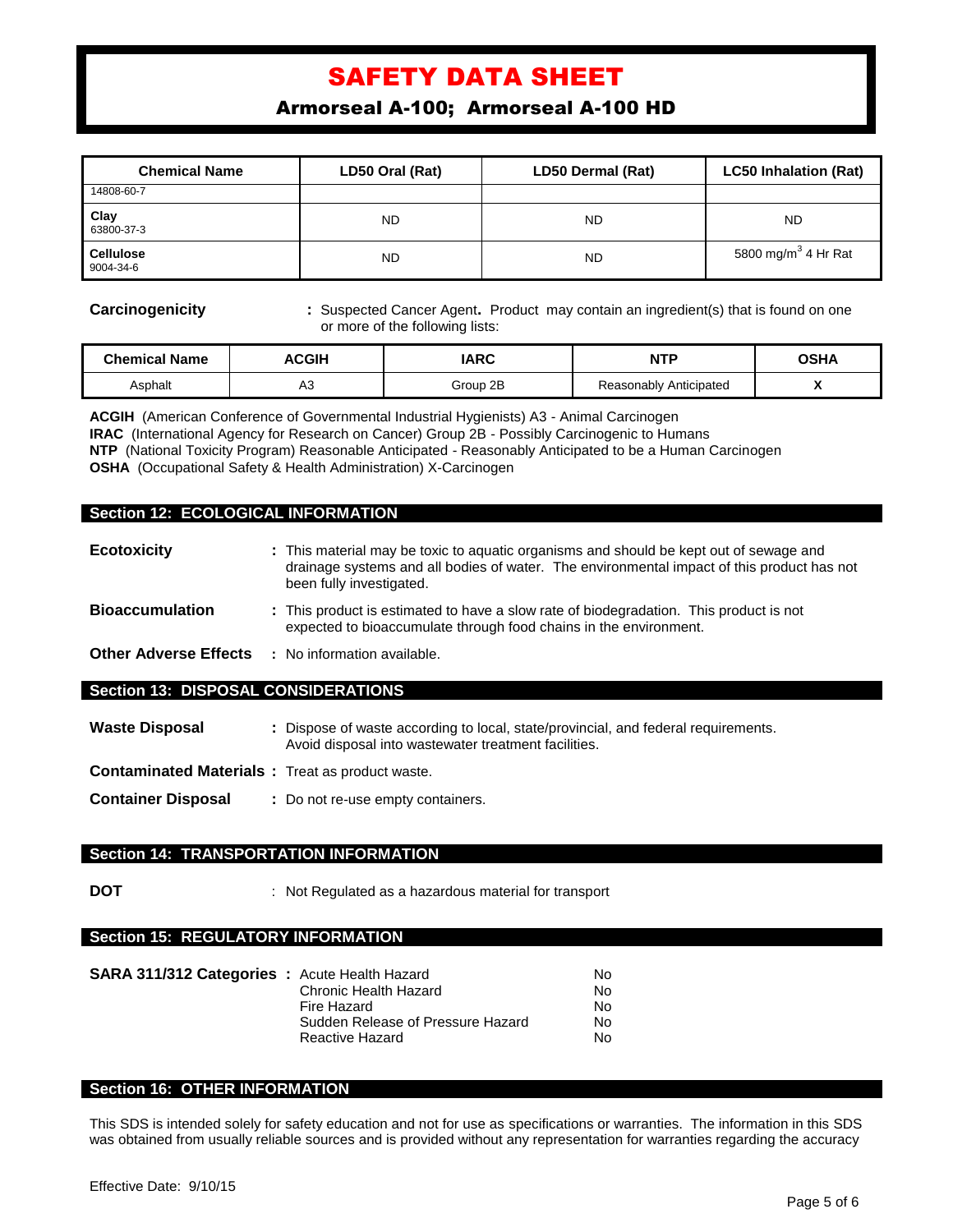# SAFETY DATA SHEET

## Armorseal A-100; Armorseal A-100 HD

| Chemical Name | LD50 Oral (Rat) | LD50 Dermal (Rat) | LC50 Inhalation (Rat) |
|---|---|---|---|
| 14808-60-7 | | | |
| **Clay** 63800-37-3 | ND | ND | ND |
| **Cellulose** 9004-34-6 | ND | ND | 5800 mg/m$^3$ 4 Hr Rat |

**Carcinogenicity** : Suspected Cancer Agent**.** Product may contain an ingredient(s) that is found on one or more of the following lists:

| Chemical Name | ACGIH | IARC | NTP | OSHA |
|---|---|---|---|---|
| Asphalt | A3 | Group 2B | Reasonably Anticipated | X |

**ACGIH** (American Conference of Governmental Industrial Hygienists) A3 - Animal Carcinogen
**IRAC** (International Agency for Research on Cancer) Group 2B - Possibly Carcinogenic to Humans
**NTP** (National Toxicity Program) Reasonable Anticipated - Reasonably Anticipated to be a Human Carcinogen
**OSHA** (Occupational Safety & Health Administration) X-Carcinogen

## Section 12: ECOLOGICAL INFORMATION

**Ecotoxicity** : This material may be toxic to aquatic organisms and should be kept out of sewage and drainage systems and all bodies of water. The environmental impact of this product has not been fully investigated.

**Bioaccumulation** : This product is estimated to have a slow rate of biodegradation. This product is not expected to bioaccumulate through food chains in the environment.

**Other Adverse Effects** : No information available.

## Section 13: DISPOSAL CONSIDERATIONS

**Waste Disposal** : Dispose of waste according to local, state/provincial, and federal requirements. Avoid disposal into wastewater treatment facilities.

**Contaminated Materials** : Treat as product waste.

**Container Disposal** : Do not re-use empty containers.

## Section 14: TRANSPORTATION INFORMATION

**DOT** : Not Regulated as a hazardous material for transport

## Section 15: REGULATORY INFORMATION

**SARA 311/312 Categories** :

| | |
|---|---|
| Acute Health Hazard | No |
| Chronic Health Hazard | No |
| Fire Hazard | No |
| Sudden Release of Pressure Hazard | No |
| Reactive Hazard | No |

## Section 16: OTHER INFORMATION

This SDS is intended solely for safety education and not for use as specifications or warranties. The information in this SDS was obtained from usually reliable sources and is provided without any representation for warranties regarding the accuracy

Effective Date: 9/10/15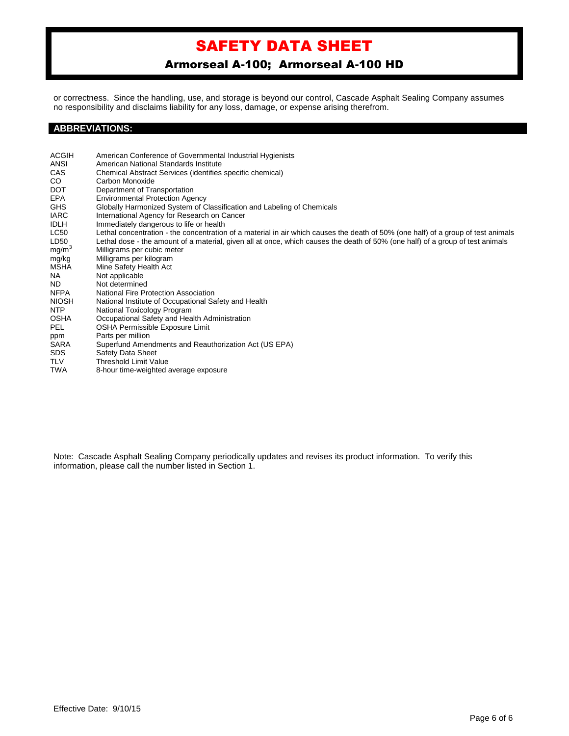or correctness. Since the handling, use, and storage is beyond our control, Cascade Asphalt Sealing Company assumes no responsibility and disclaims liability for any loss, damage, or expense arising therefrom.

## ABBREVIATIONS:

| | |
|---|---|
| ACGIH | American Conference of Governmental Industrial Hygienists |
| ANSI | American National Standards Institute |
| CAS | Chemical Abstract Services (identifies specific chemical) |
| CO | Carbon Monoxide |
| DOT | Department of Transportation |
| EPA | Environmental Protection Agency |
| GHS | Globally Harmonized System of Classification and Labeling of Chemicals |
| IARC | International Agency for Research on Cancer |
| IDLH | Immediately dangerous to life or health |
| LC50 | Lethal concentration - the concentration of a material in air which causes the death of 50% (one half) of a group of test animals |
| LD50 | Lethal dose - the amount of a material, given all at once, which causes the death of 50% (one half) of a group of test animals |
| $mg/m^3$ | Milligrams per cubic meter |
| mg/kg | Milligrams per kilogram |
| MSHA | Mine Safety Health Act |
| NA | Not applicable |
| ND | Not determined |
| NFPA | National Fire Protection Association |
| NIOSH | National Institute of Occupational Safety and Health |
| NTP | National Toxicology Program |
| OSHA | Occupational Safety and Health Administration |
| PEL | OSHA Permissible Exposure Limit |
| ppm | Parts per million |
| SARA | Superfund Amendments and Reauthorization Act (US EPA) |
| SDS | Safety Data Sheet |
| TLV | Threshold Limit Value |
| TWA | 8-hour time-weighted average exposure |

Note: Cascade Asphalt Sealing Company periodically updates and revises its product information. To verify this information, please call the number listed in Section 1.

Effective Date: 9/10/15